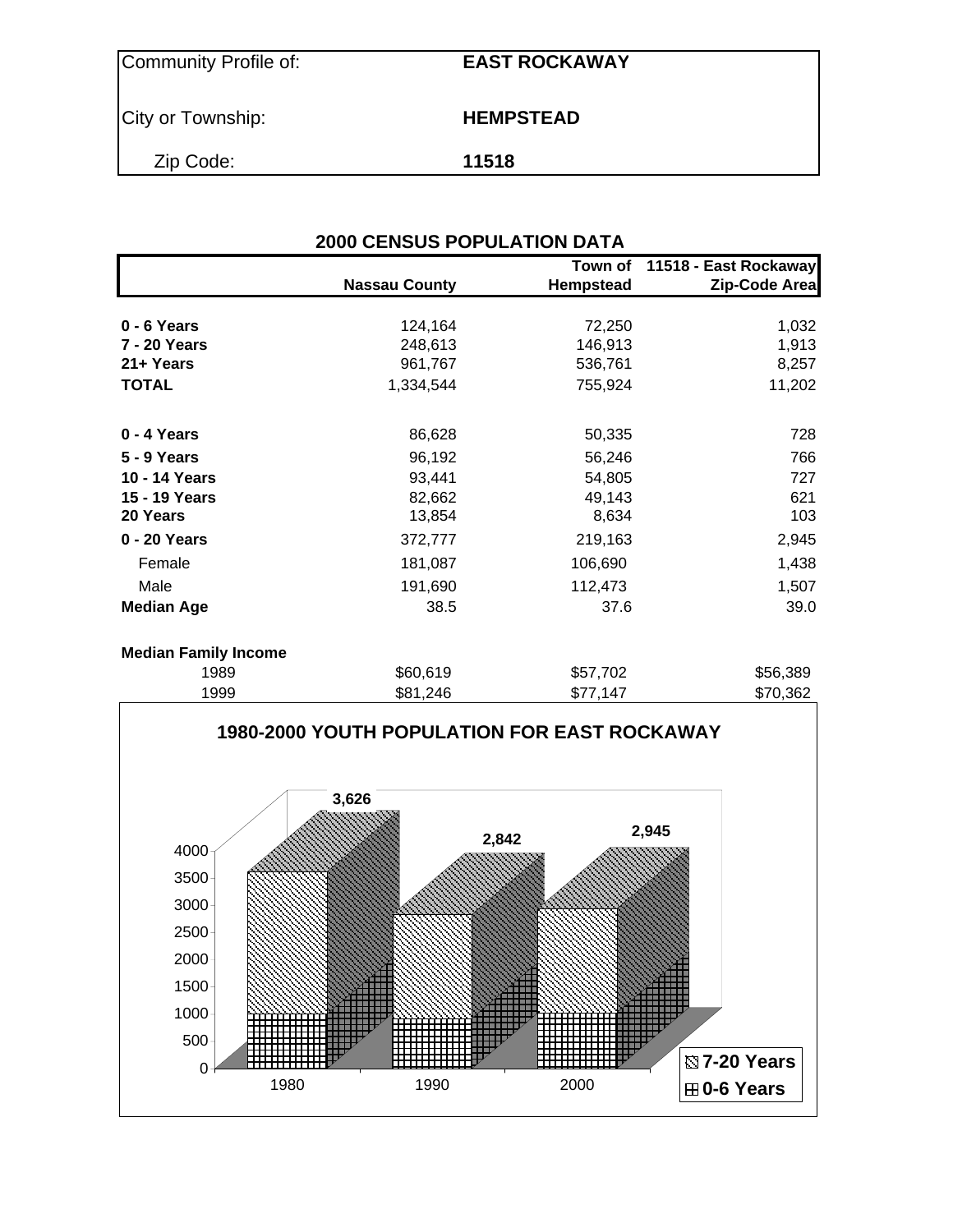| Community Profile of: | EAST ROCKAWAY |
|---|---|
| City or Township: | HEMPSTEAD |
| Zip Code: | 11518 |

## 2000 CENSUS POPULATION DATA

| | Nassau County | Town of Hempstead | 11518 - East Rockaway Zip-Code Area |
|---|---|---|---|
| **0 - 6 Years** | 124,164 | 72,250 | 1,032 |
| **7 - 20 Years** | 248,613 | 146,913 | 1,913 |
| **21+ Years** | 961,767 | 536,761 | 8,257 |
| **TOTAL** | 1,334,544 | 755,924 | 11,202 |
| | | | |
| **0 - 4 Years** | 86,628 | 50,335 | 728 |
| **5 - 9 Years** | 96,192 | 56,246 | 766 |
| **10 - 14 Years** | 93,441 | 54,805 | 727 |
| **15 - 19 Years** | 82,662 | 49,143 | 621 |
| **20 Years** | 13,854 | 8,634 | 103 |
| **0 - 20 Years** | 372,777 | 219,163 | 2,945 |
| Female | 181,087 | 106,690 | 1,438 |
| Male | 191,690 | 112,473 | 1,507 |
| **Median Age** | 38.5 | 37.6 | 39.0 |
| | | | |
| **Median Family Income** | | | |
| 1989 | $60,619 | $57,702 | $56,389 |
| 1999 | $81,246 | $77,147 | $70,362 |

### 1980-2000 YOUTH POPULATION FOR EAST ROCKAWAY

| Year | Total (0-20 Years) |
|---|---|
| 1980 | 3,626 |
| 1990 | 2,842 |
| 2000 | 2,945 |

Legend: 7-20 Years; 0-6 Years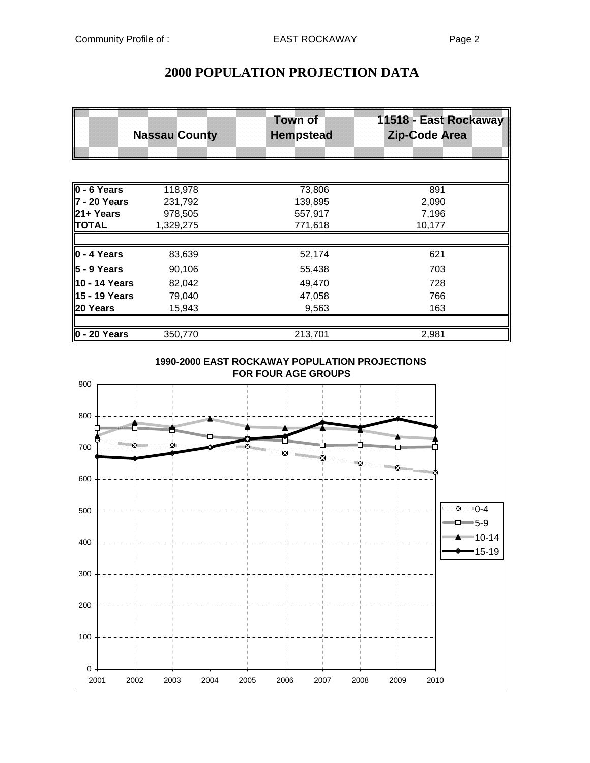# 2000 POPULATION PROJECTION DATA

| | Nassau County | Town of Hempstead | 11518 - East Rockaway Zip-Code Area |
|---|---|---|---|
| **0 - 6 Years** | 118,978 | 73,806 | 891 |
| **7 - 20 Years** | 231,792 | 139,895 | 2,090 |
| **21+ Years** | 978,505 | 557,917 | 7,196 |
| **TOTAL** | 1,329,275 | 771,618 | 10,177 |
| | | | |
| **0 - 4 Years** | 83,639 | 52,174 | 621 |
| **5 - 9 Years** | 90,106 | 55,438 | 703 |
| **10 - 14 Years** | 82,042 | 49,470 | 728 |
| **15 - 19 Years** | 79,040 | 47,058 | 766 |
| **20 Years** | 15,943 | 9,563 | 163 |
| | | | |
| **0 - 20 Years** | 350,770 | 213,701 | 2,981 |

**1990-2000 EAST ROCKAWAY POPULATION PROJECTIONS FOR FOUR AGE GROUPS**

Legend: 0-4, 5-9, 10-14, 15-19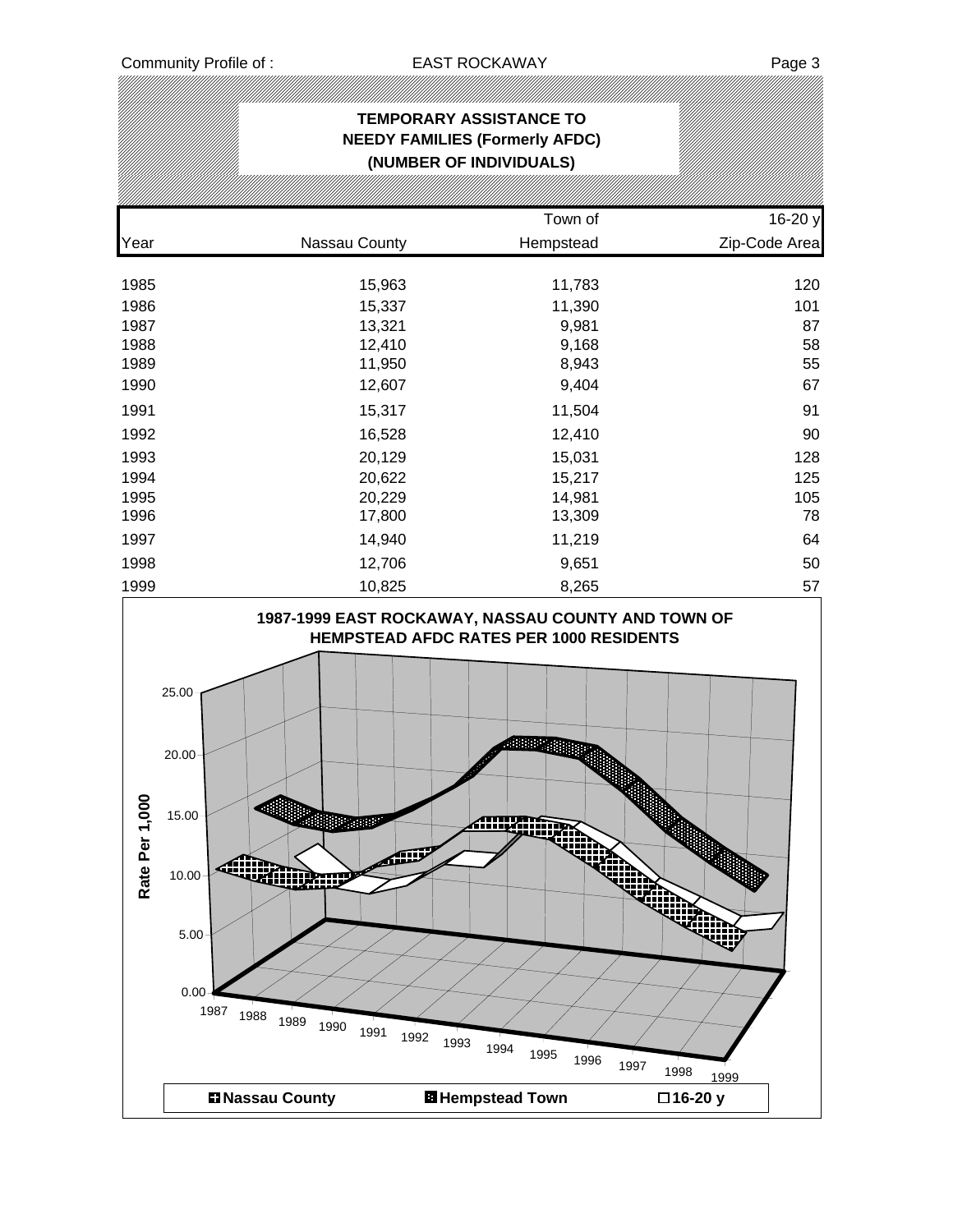## TEMPORARY ASSISTANCE TO NEEDY FAMILIES (Formerly AFDC) (NUMBER OF INDIVIDUALS)

| Year | Nassau County | Town of Hempstead | 16-20 y Zip-Code Area |
|---|---|---|---|
| 1985 | 15,963 | 11,783 | 120 |
| 1986 | 15,337 | 11,390 | 101 |
| 1987 | 13,321 | 9,981 | 87 |
| 1988 | 12,410 | 9,168 | 58 |
| 1989 | 11,950 | 8,943 | 55 |
| 1990 | 12,607 | 9,404 | 67 |
| 1991 | 15,317 | 11,504 | 91 |
| 1992 | 16,528 | 12,410 | 90 |
| 1993 | 20,129 | 15,031 | 128 |
| 1994 | 20,622 | 15,217 | 125 |
| 1995 | 20,229 | 14,981 | 105 |
| 1996 | 17,800 | 13,309 | 78 |
| 1997 | 14,940 | 11,219 | 64 |
| 1998 | 12,706 | 9,651 | 50 |
| 1999 | 10,825 | 8,265 | 57 |

**1987-1999 EAST ROCKAWAY, NASSAU COUNTY AND TOWN OF HEMPSTEAD AFDC RATES PER 1000 RESIDENTS**

Rate Per 1,000

Nassau County | Hempstead Town | 16-20 y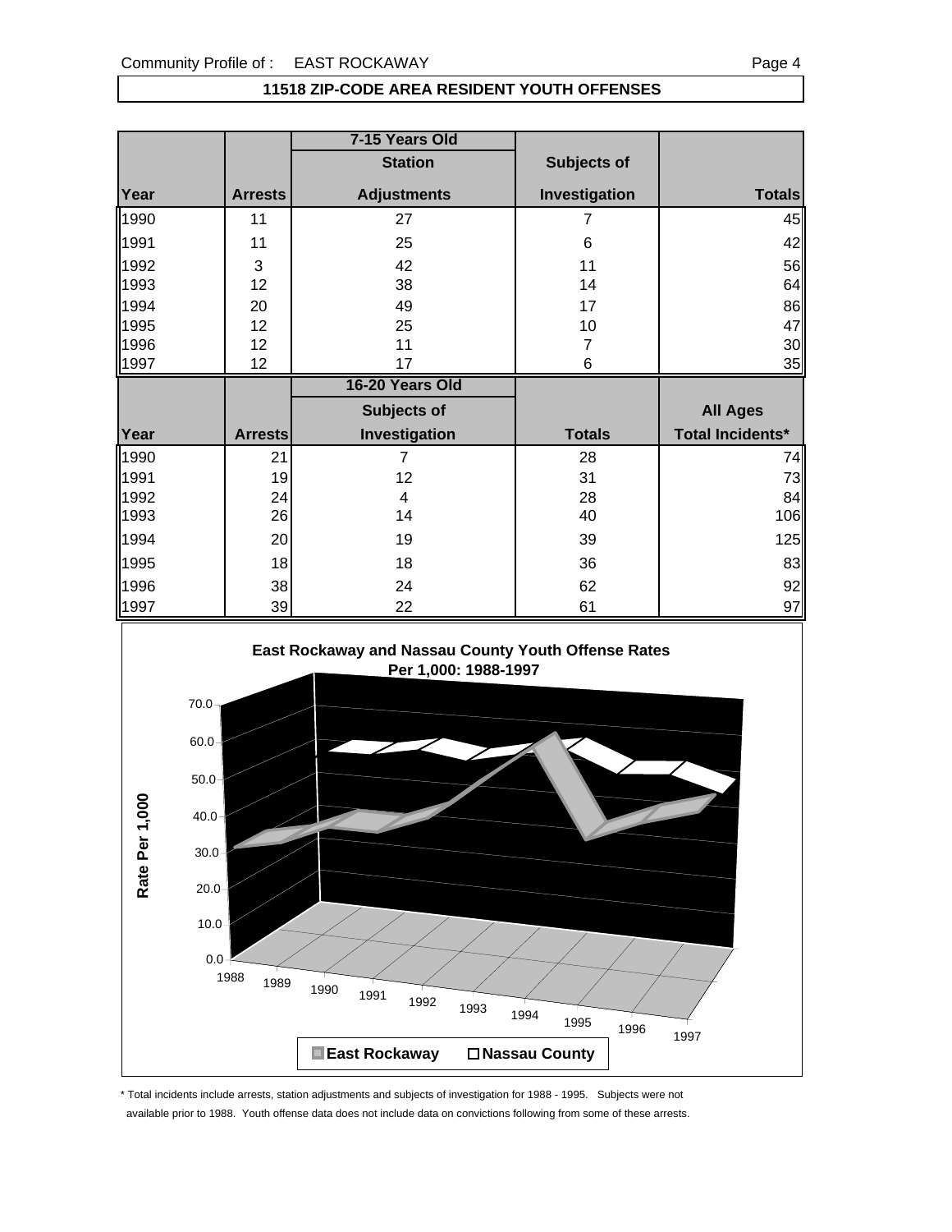Community Profile of : EAST ROCKAWAY

## 11518 ZIP-CODE AREA RESIDENT YOUTH OFFENSES

| | | 7-15 Years Old | | |
|---|---|---|---|---|
| | | Station | Subjects of | |
| Year | Arrests | Adjustments | Investigation | Totals |
| 1990 | 11 | 27 | 7 | 45 |
| 1991 | 11 | 25 | 6 | 42 |
| 1992 | 3 | 42 | 11 | 56 |
| 1993 | 12 | 38 | 14 | 64 |
| 1994 | 20 | 49 | 17 | 86 |
| 1995 | 12 | 25 | 10 | 47 |
| 1996 | 12 | 11 | 7 | 30 |
| 1997 | 12 | 17 | 6 | 35 |

| | | 16-20 Years Old | | |
|---|---|---|---|---|
| | | Subjects of | | All Ages |
| Year | Arrests | Investigation | Totals | Total Incidents* |
| 1990 | 21 | 7 | 28 | 74 |
| 1991 | 19 | 12 | 31 | 73 |
| 1992 | 24 | 4 | 28 | 84 |
| 1993 | 26 | 14 | 40 | 106 |
| 1994 | 20 | 19 | 39 | 125 |
| 1995 | 18 | 18 | 36 | 83 |
| 1996 | 38 | 24 | 62 | 92 |
| 1997 | 39 | 22 | 61 | 97 |

**East Rockaway and Nassau County Youth Offense Rates Per 1,000: 1988-1997**

Rate Per 1,000

East Rockaway | Nassau County

\* Total incidents include arrests, station adjustments and subjects of investigation for 1988 - 1995. Subjects were not available prior to 1988. Youth offense data does not include data on convictions following from some of these arrests.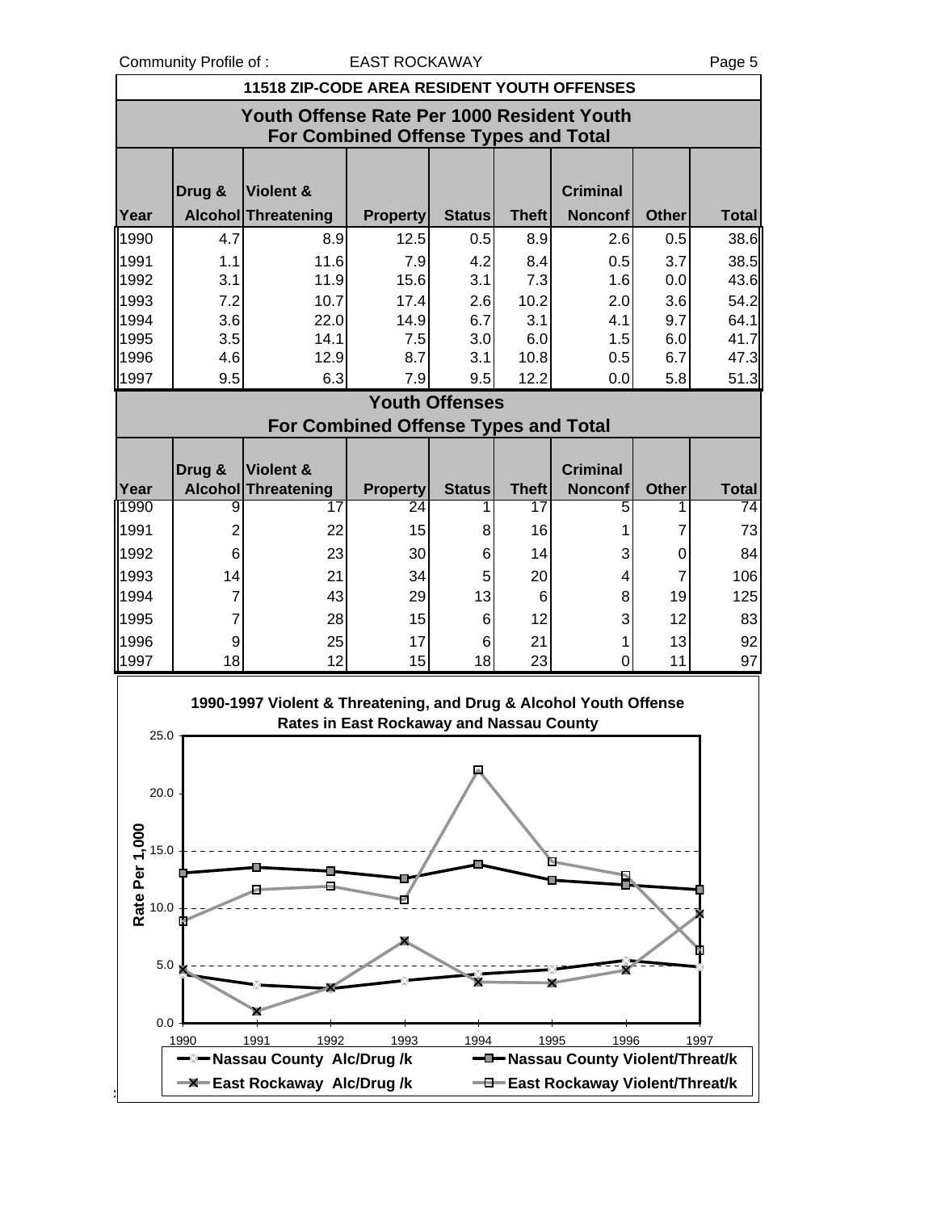## 11518 ZIP-CODE AREA RESIDENT YOUTH OFFENSES

### Youth Offense Rate Per 1000 Resident Youth For Combined Offense Types and Total

| Year | Drug & Alcohol | Violent & Threatening | Property | Status | Theft | Criminal Nonconf | Other | Total |
|---|---|---|---|---|---|---|---|---|
| 1990 | 4.7 | 8.9 | 12.5 | 0.5 | 8.9 | 2.6 | 0.5 | 38.6 |
| 1991 | 1.1 | 11.6 | 7.9 | 4.2 | 8.4 | 0.5 | 3.7 | 38.5 |
| 1992 | 3.1 | 11.9 | 15.6 | 3.1 | 7.3 | 1.6 | 0.0 | 43.6 |
| 1993 | 7.2 | 10.7 | 17.4 | 2.6 | 10.2 | 2.0 | 3.6 | 54.2 |
| 1994 | 3.6 | 22.0 | 14.9 | 6.7 | 3.1 | 4.1 | 9.7 | 64.1 |
| 1995 | 3.5 | 14.1 | 7.5 | 3.0 | 6.0 | 1.5 | 6.0 | 41.7 |
| 1996 | 4.6 | 12.9 | 8.7 | 3.1 | 10.8 | 0.5 | 6.7 | 47.3 |
| 1997 | 9.5 | 6.3 | 7.9 | 9.5 | 12.2 | 0.0 | 5.8 | 51.3 |

### Youth Offenses For Combined Offense Types and Total

| Year | Drug & Alcohol | Violent & Threatening | Property | Status | Theft | Criminal Nonconf | Other | Total |
|---|---|---|---|---|---|---|---|---|
| 1990 | 9 | 17 | 24 | 1 | 17 | 5 | 1 | 74 |
| 1991 | 2 | 22 | 15 | 8 | 16 | 1 | 7 | 73 |
| 1992 | 6 | 23 | 30 | 6 | 14 | 3 | 0 | 84 |
| 1993 | 14 | 21 | 34 | 5 | 20 | 4 | 7 | 106 |
| 1994 | 7 | 43 | 29 | 13 | 6 | 8 | 19 | 125 |
| 1995 | 7 | 28 | 15 | 6 | 12 | 3 | 12 | 83 |
| 1996 | 9 | 25 | 17 | 6 | 21 | 1 | 13 | 92 |
| 1997 | 18 | 12 | 15 | 18 | 23 | 0 | 11 | 97 |

1990-1997 Violent & Threatening, and Drug & Alcohol Youth Offense Rates in East Rockaway and Nassau County

Legend: Nassau County Alc/Drug /k; Nassau County Violent/Threat/k; East Rockaway Alc/Drug /k; East Rockaway Violent/Threat/k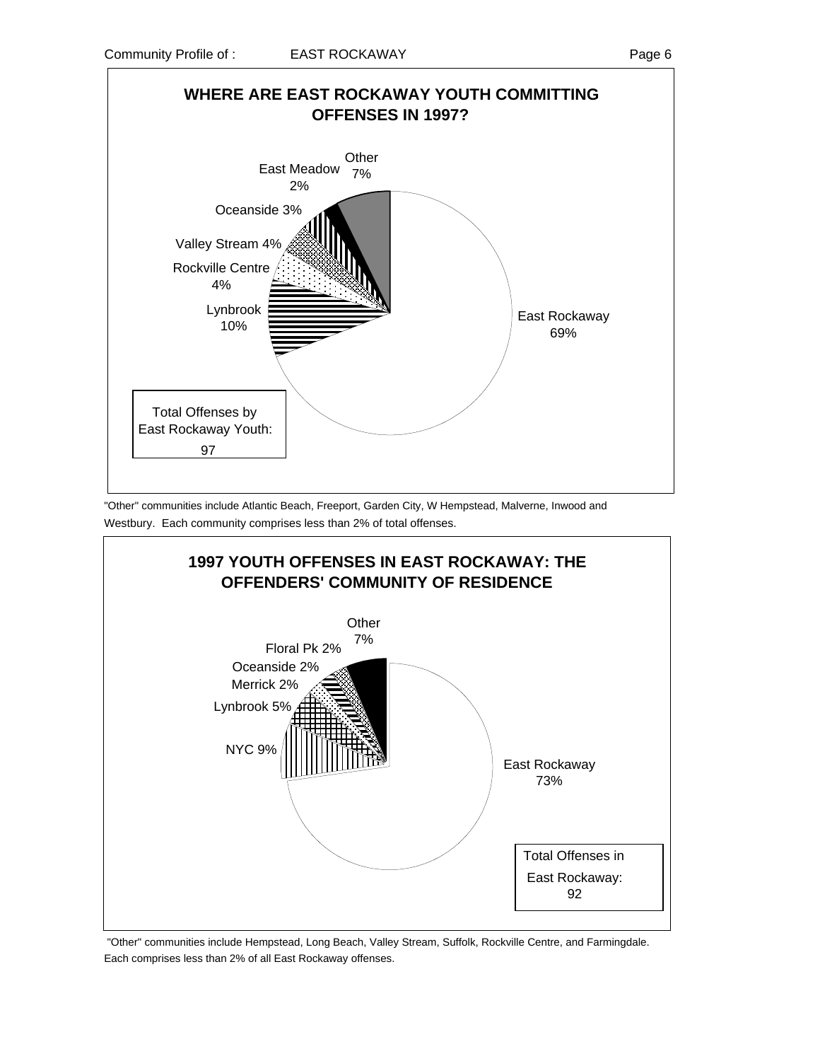## WHERE ARE EAST ROCKAWAY YOUTH COMMITTING OFFENSES IN 1997?

| Community | Percent |
|---|---|
| East Rockaway | 69% |
| Lynbrook | 10% |
| Rockville Centre | 4% |
| Valley Stream | 4% |
| Oceanside | 3% |
| East Meadow | 2% |
| Other | 7% |

Total Offenses by East Rockaway Youth: 97

"Other" communities include Atlantic Beach, Freeport, Garden City, W Hempstead, Malverne, Inwood and Westbury. Each community comprises less than 2% of total offenses.

## 1997 YOUTH OFFENSES IN EAST ROCKAWAY: THE OFFENDERS' COMMUNITY OF RESIDENCE

| Community | Percent |
|---|---|
| East Rockaway | 73% |
| NYC | 9% |
| Lynbrook | 5% |
| Merrick | 2% |
| Oceanside | 2% |
| Floral Pk | 2% |
| Other | 7% |

Total Offenses in East Rockaway: 92

"Other" communities include Hempstead, Long Beach, Valley Stream, Suffolk, Rockville Centre, and Farmingdale. Each comprises less than 2% of all East Rockaway offenses.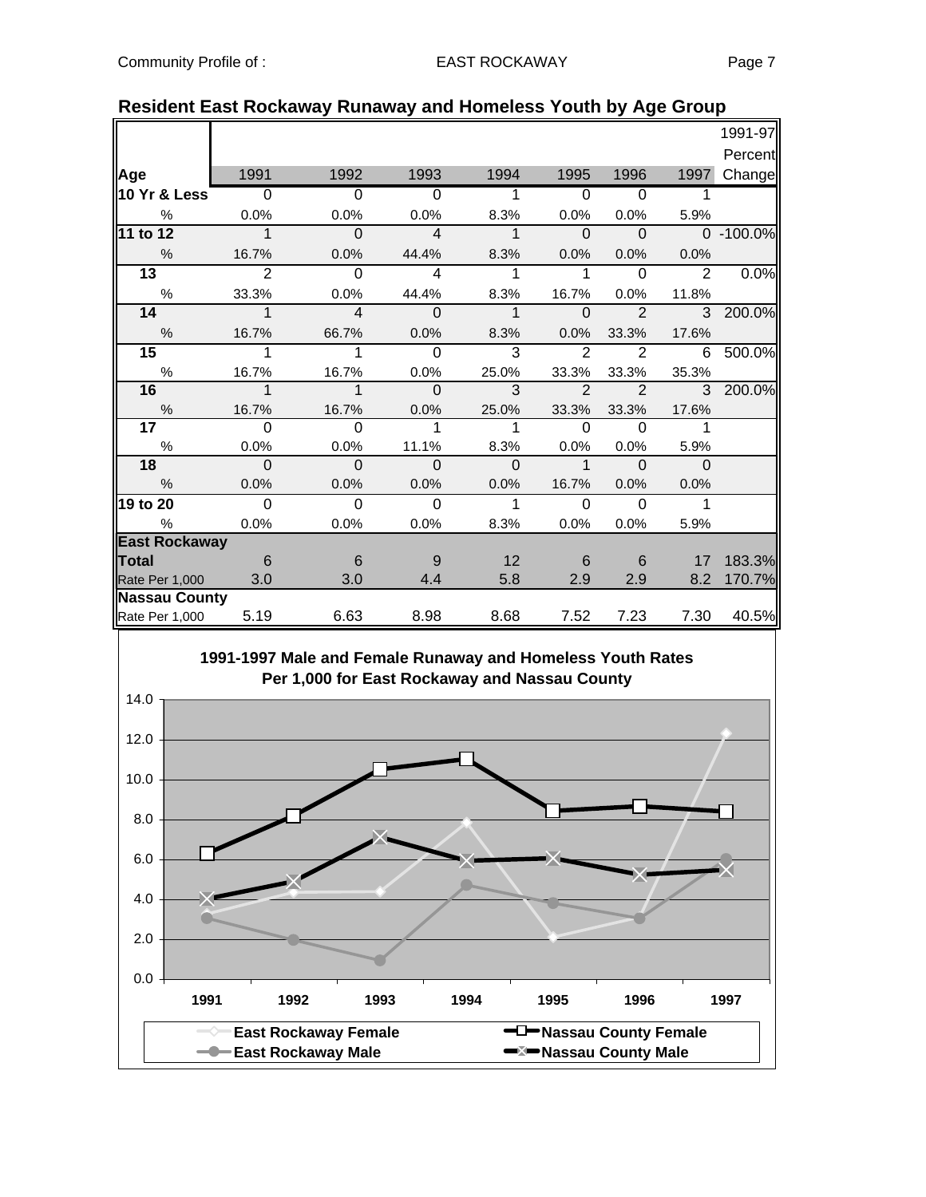## Resident East Rockaway Runaway and Homeless Youth by Age Group

| Age | 1991 | 1992 | 1993 | 1994 | 1995 | 1996 | 1997 | 1991-97 Percent Change |
|---|---|---|---|---|---|---|---|---|
| **10 Yr & Less** | 0 | 0 | 0 | 1 | 0 | 0 | 1 | |
| % | 0.0% | 0.0% | 0.0% | 8.3% | 0.0% | 0.0% | 5.9% | |
| **11 to 12** | 1 | 0 | 4 | 1 | 0 | 0 | 0 | -100.0% |
| % | 16.7% | 0.0% | 44.4% | 8.3% | 0.0% | 0.0% | 0.0% | |
| **13** | 2 | 0 | 4 | 1 | 1 | 0 | 2 | 0.0% |
| % | 33.3% | 0.0% | 44.4% | 8.3% | 16.7% | 0.0% | 11.8% | |
| **14** | 1 | 4 | 0 | 1 | 0 | 2 | 3 | 200.0% |
| % | 16.7% | 66.7% | 0.0% | 8.3% | 0.0% | 33.3% | 17.6% | |
| **15** | 1 | 1 | 0 | 3 | 2 | 2 | 6 | 500.0% |
| % | 16.7% | 16.7% | 0.0% | 25.0% | 33.3% | 33.3% | 35.3% | |
| **16** | 1 | 1 | 0 | 3 | 2 | 2 | 3 | 200.0% |
| % | 16.7% | 16.7% | 0.0% | 25.0% | 33.3% | 33.3% | 17.6% | |
| **17** | 0 | 0 | 1 | 1 | 0 | 0 | 1 | |
| % | 0.0% | 0.0% | 11.1% | 8.3% | 0.0% | 0.0% | 5.9% | |
| **18** | 0 | 0 | 0 | 0 | 1 | 0 | 0 | |
| % | 0.0% | 0.0% | 0.0% | 0.0% | 16.7% | 0.0% | 0.0% | |
| **19 to 20** | 0 | 0 | 0 | 1 | 0 | 0 | 1 | |
| % | 0.0% | 0.0% | 0.0% | 8.3% | 0.0% | 0.0% | 5.9% | |
| **East Rockaway** | | | | | | | | |
| **Total** | 6 | 6 | 9 | 12 | 6 | 6 | 17 | 183.3% |
| Rate Per 1,000 | 3.0 | 3.0 | 4.4 | 5.8 | 2.9 | 2.9 | 8.2 | 170.7% |
| **Nassau County** | | | | | | | | |
| Rate Per 1,000 | 5.19 | 6.63 | 8.98 | 8.68 | 7.52 | 7.23 | 7.30 | 40.5% |

**1991-1997 Male and Female Runaway and Homeless Youth Rates Per 1,000 for East Rockaway and Nassau County**

Legend: East Rockaway Female; East Rockaway Male; Nassau County Female; Nassau County Male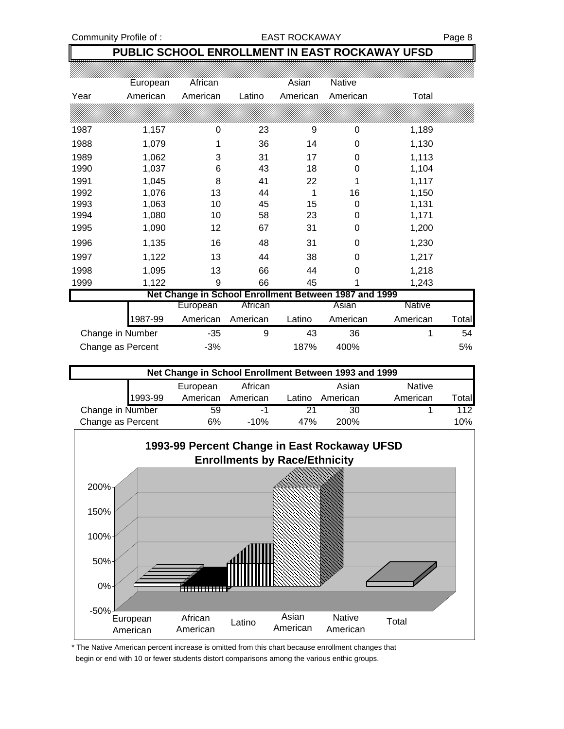## PUBLIC SCHOOL ENROLLMENT IN EAST ROCKAWAY UFSD

| Year | European American | African American | Latino | Asian American | Native American | Total |
|---|---|---|---|---|---|---|
| 1987 | 1,157 | 0 | 23 | 9 | 0 | 1,189 |
| 1988 | 1,079 | 1 | 36 | 14 | 0 | 1,130 |
| 1989 | 1,062 | 3 | 31 | 17 | 0 | 1,113 |
| 1990 | 1,037 | 6 | 43 | 18 | 0 | 1,104 |
| 1991 | 1,045 | 8 | 41 | 22 | 1 | 1,117 |
| 1992 | 1,076 | 13 | 44 | 1 | 16 | 1,150 |
| 1993 | 1,063 | 10 | 45 | 15 | 0 | 1,131 |
| 1994 | 1,080 | 10 | 58 | 23 | 0 | 1,171 |
| 1995 | 1,090 | 12 | 67 | 31 | 0 | 1,200 |
| 1996 | 1,135 | 16 | 48 | 31 | 0 | 1,230 |
| 1997 | 1,122 | 13 | 44 | 38 | 0 | 1,217 |
| 1998 | 1,095 | 13 | 66 | 44 | 0 | 1,218 |
| 1999 | 1,122 | 9 | 66 | 45 | 1 | 1,243 |

### Net Change in School Enrollment Between 1987 and 1999

| 1987-99 | European American | African American | Latino | Asian American | Native American | Total |
|---|---|---|---|---|---|---|
| Change in Number | -35 | 9 | 43 | 36 | 1 | 54 |
| Change as Percent | -3% | | 187% | 400% | | 5% |

### Net Change in School Enrollment Between 1993 and 1999

| 1993-99 | European American | African American | Latino | Asian American | Native American | Total |
|---|---|---|---|---|---|---|
| Change in Number | 59 | -1 | 21 | 30 | 1 | 112 |
| Change as Percent | 6% | -10% | 47% | 200% | | 10% |

**1993-99 Percent Change in East Rockaway UFSD Enrollments by Race/Ethnicity**

| | European American | African American | Latino | Asian American | Native American | Total |
|---|---|---|---|---|---|---|
| Percent Change | 6% | -10% | 47% | 200% | | 10% |

\* The Native American percent increase is omitted from this chart because enrollment changes that begin or end with 10 or fewer students distort comparisons among the various enthic groups.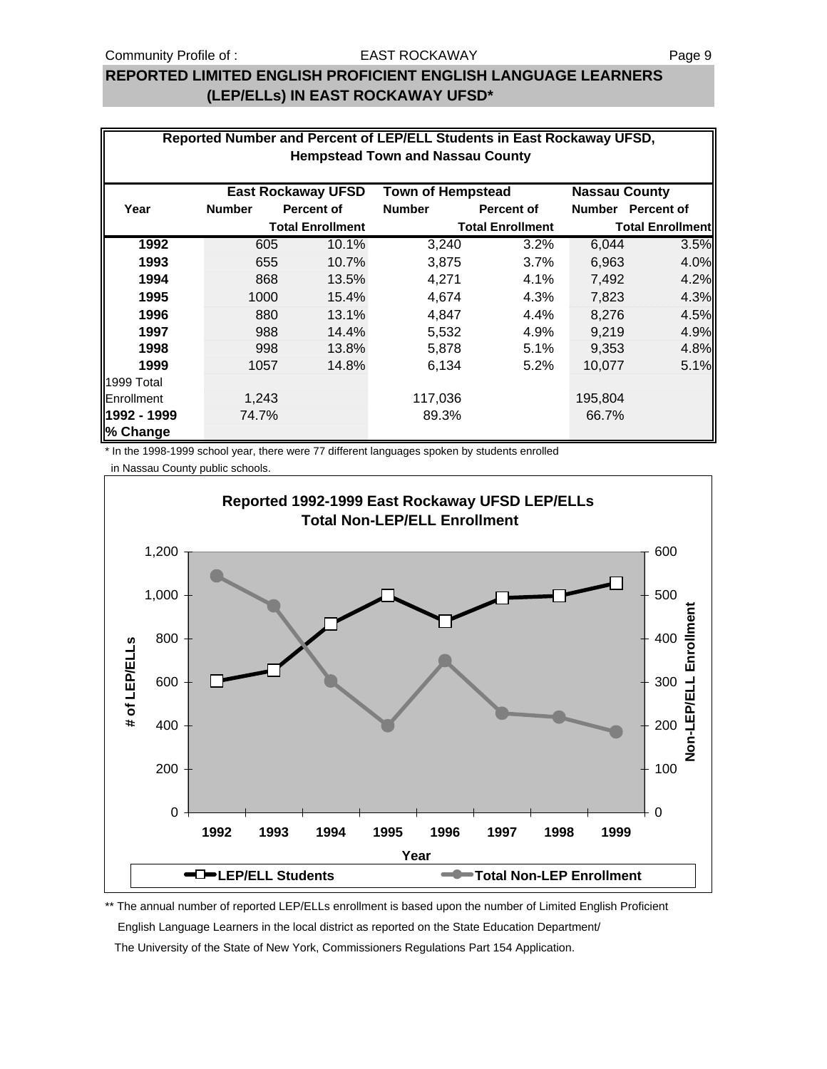## REPORTED LIMITED ENGLISH PROFICIENT ENGLISH LANGUAGE LEARNERS (LEP/ELLs) IN EAST ROCKAWAY UFSD*

**Reported Number and Percent of LEP/ELL Students in East Rockaway UFSD, Hempstead Town and Nassau County**

| Year | East Rockaway UFSD Number | East Rockaway UFSD Percent of Total Enrollment | Town of Hempstead Number | Town of Hempstead Percent of Total Enrollment | Nassau County Number | Nassau County Percent of Total Enrollment |
|---|---|---|---|---|---|---|
| **1992** | 605 | 10.1% | 3,240 | 3.2% | 6,044 | 3.5% |
| **1993** | 655 | 10.7% | 3,875 | 3.7% | 6,963 | 4.0% |
| **1994** | 868 | 13.5% | 4,271 | 4.1% | 7,492 | 4.2% |
| **1995** | 1000 | 15.4% | 4,674 | 4.3% | 7,823 | 4.3% |
| **1996** | 880 | 13.1% | 4,847 | 4.4% | 8,276 | 4.5% |
| **1997** | 988 | 14.4% | 5,532 | 4.9% | 9,219 | 4.9% |
| **1998** | 998 | 13.8% | 5,878 | 5.1% | 9,353 | 4.8% |
| **1999** | 1057 | 14.8% | 6,134 | 5.2% | 10,077 | 5.1% |
| 1999 Total Enrollment | 1,243 | | 117,036 | | 195,804 | |
| **1992 - 1999 % Change** | 74.7% | | 89.3% | | 66.7% | |

* In the 1998-1999 school year, there were 77 different languages spoken by students enrolled in Nassau County public schools.

**Reported 1992-1999 East Rockaway UFSD LEP/ELLs Total Non-LEP/ELL Enrollment**

** The annual number of reported LEP/ELLs enrollment is based upon the number of Limited English Proficient English Language Learners in the local district as reported on the State Education Department/ The University of the State of New York, Commissioners Regulations Part 154 Application.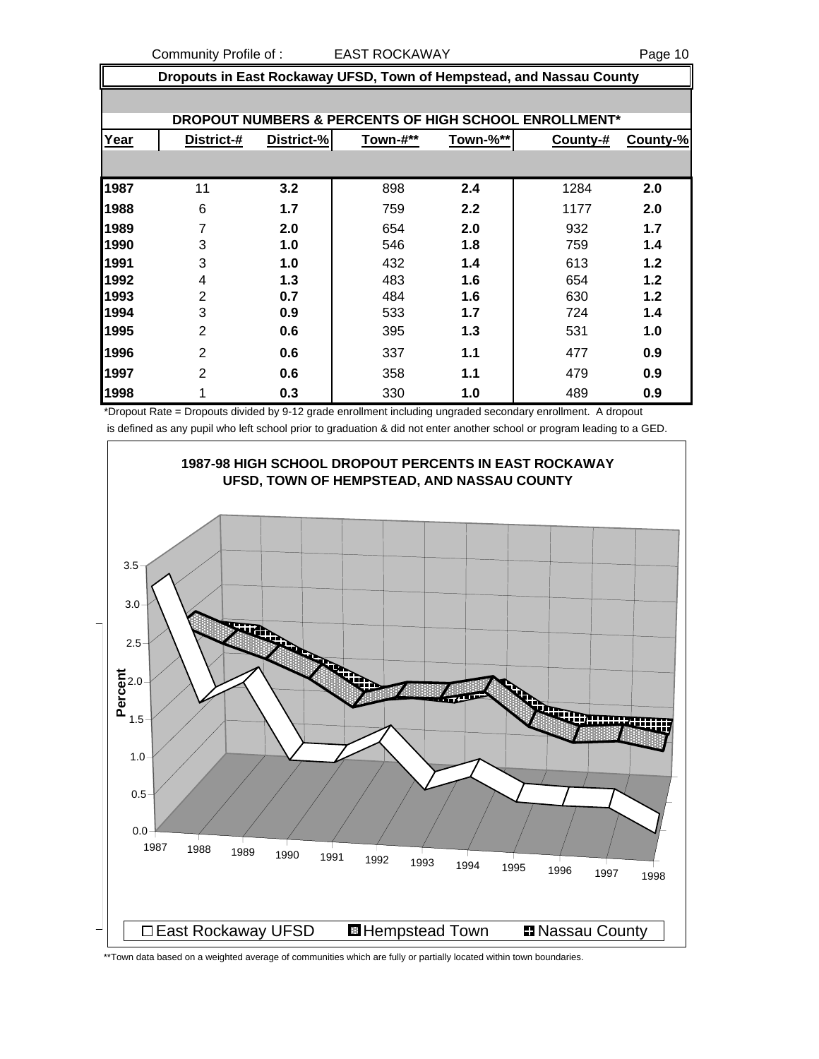## Dropouts in East Rockaway UFSD, Town of Hempstead, and Nassau County

### DROPOUT NUMBERS & PERCENTS OF HIGH SCHOOL ENROLLMENT*

| Year | District-# | District-% | Town-#** | Town-%** | County-# | County-% |
|---|---|---|---|---|---|---|
| 1987 | 11 | **3.2** | 898 | **2.4** | 1284 | **2.0** |
| 1988 | 6 | **1.7** | 759 | **2.2** | 1177 | **2.0** |
| 1989 | 7 | **2.0** | 654 | **2.0** | 932 | **1.7** |
| 1990 | 3 | **1.0** | 546 | **1.8** | 759 | **1.4** |
| 1991 | 3 | **1.0** | 432 | **1.4** | 613 | **1.2** |
| 1992 | 4 | **1.3** | 483 | **1.6** | 654 | **1.2** |
| 1993 | 2 | **0.7** | 484 | **1.6** | 630 | **1.2** |
| 1994 | 3 | **0.9** | 533 | **1.7** | 724 | **1.4** |
| 1995 | 2 | **0.6** | 395 | **1.3** | 531 | **1.0** |
| 1996 | 2 | **0.6** | 337 | **1.1** | 477 | **0.9** |
| 1997 | 2 | **0.6** | 358 | **1.1** | 479 | **0.9** |
| 1998 | 1 | **0.3** | 330 | **1.0** | 489 | **0.9** |

*Dropout Rate = Dropouts divided by 9-12 grade enrollment including ungraded secondary enrollment. A dropout is defined as any pupil who left school prior to graduation & did not enter another school or program leading to a GED.

**1987-98 HIGH SCHOOL DROPOUT PERCENTS IN EAST ROCKAWAY UFSD, TOWN OF HEMPSTEAD, AND NASSAU COUNTY**

Percent: 0.0, 0.5, 1.0, 1.5, 2.0, 2.5, 3.0, 3.5

Years: 1987, 1988, 1989, 1990, 1991, 1992, 1993, 1994, 1995, 1996, 1997, 1998

□ East Rockaway UFSD ■ Hempstead Town ■ Nassau County

**Town data based on a weighted average of communities which are fully or partially located within town boundaries.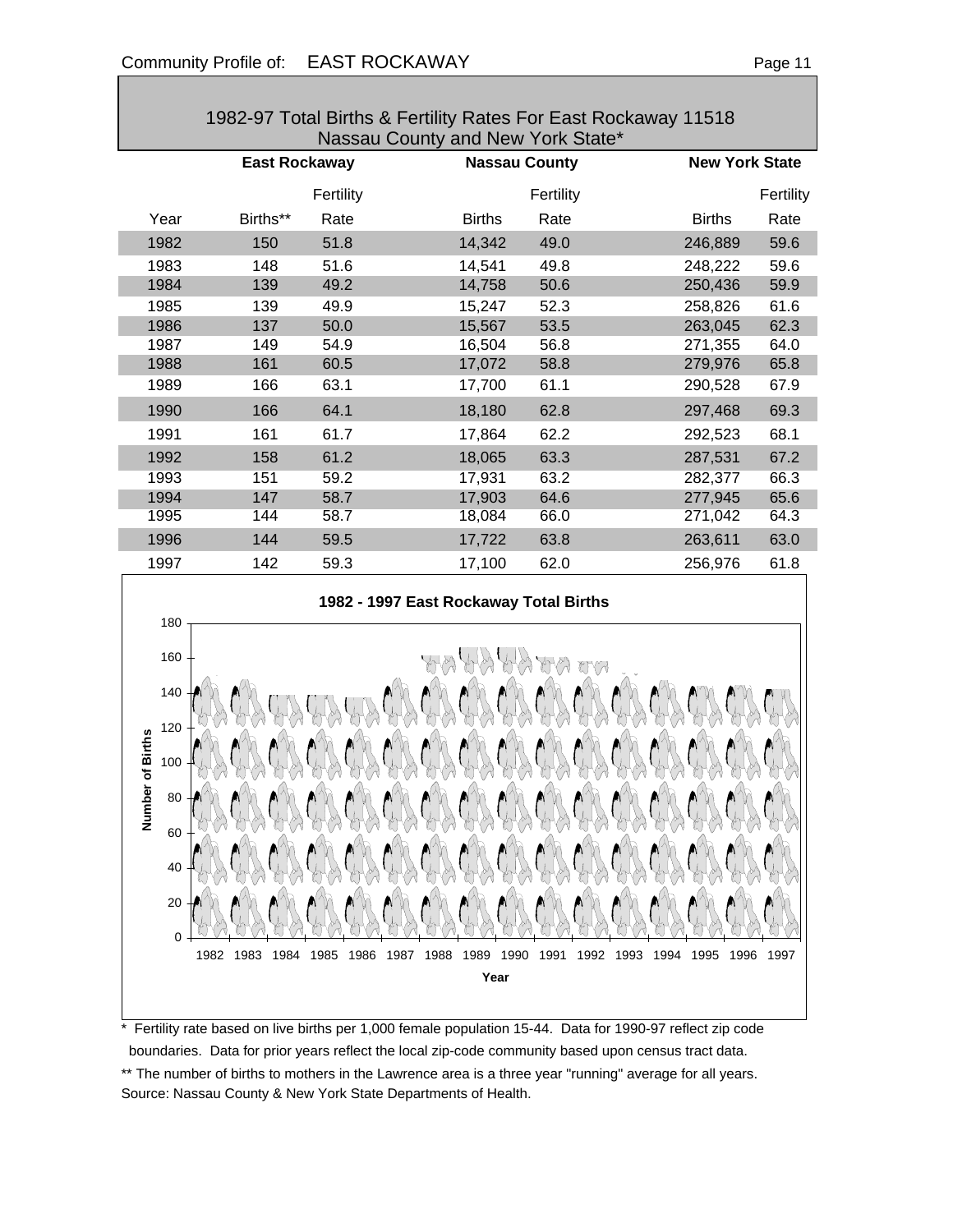## 1982-97 Total Births & Fertility Rates For East Rockaway 11518 Nassau County and New York State*

| | East Rockaway | | Nassau County | | New York State | |
|---|---|---|---|---|---|---|
| Year | Births** | Fertility Rate | Births | Fertility Rate | Births | Fertility Rate |
| 1982 | 150 | 51.8 | 14,342 | 49.0 | 246,889 | 59.6 |
| 1983 | 148 | 51.6 | 14,541 | 49.8 | 248,222 | 59.6 |
| 1984 | 139 | 49.2 | 14,758 | 50.6 | 250,436 | 59.9 |
| 1985 | 139 | 49.9 | 15,247 | 52.3 | 258,826 | 61.6 |
| 1986 | 137 | 50.0 | 15,567 | 53.5 | 263,045 | 62.3 |
| 1987 | 149 | 54.9 | 16,504 | 56.8 | 271,355 | 64.0 |
| 1988 | 161 | 60.5 | 17,072 | 58.8 | 279,976 | 65.8 |
| 1989 | 166 | 63.1 | 17,700 | 61.1 | 290,528 | 67.9 |
| 1990 | 166 | 64.1 | 18,180 | 62.8 | 297,468 | 69.3 |
| 1991 | 161 | 61.7 | 17,864 | 62.2 | 292,523 | 68.1 |
| 1992 | 158 | 61.2 | 18,065 | 63.3 | 287,531 | 67.2 |
| 1993 | 151 | 59.2 | 17,931 | 63.2 | 282,377 | 66.3 |
| 1994 | 147 | 58.7 | 17,903 | 64.6 | 277,945 | 65.6 |
| 1995 | 144 | 58.7 | 18,084 | 66.0 | 271,042 | 64.3 |
| 1996 | 144 | 59.5 | 17,722 | 63.8 | 263,611 | 63.0 |
| 1997 | 142 | 59.3 | 17,100 | 62.0 | 256,976 | 61.8 |

**1982 - 1997 East Rockaway Total Births**

\* Fertility rate based on live births per 1,000 female population 15-44. Data for 1990-97 reflect zip code boundaries. Data for prior years reflect the local zip-code community based upon census tract data.

\*\* The number of births to mothers in the Lawrence area is a three year "running" average for all years.

Source: Nassau County & New York State Departments of Health.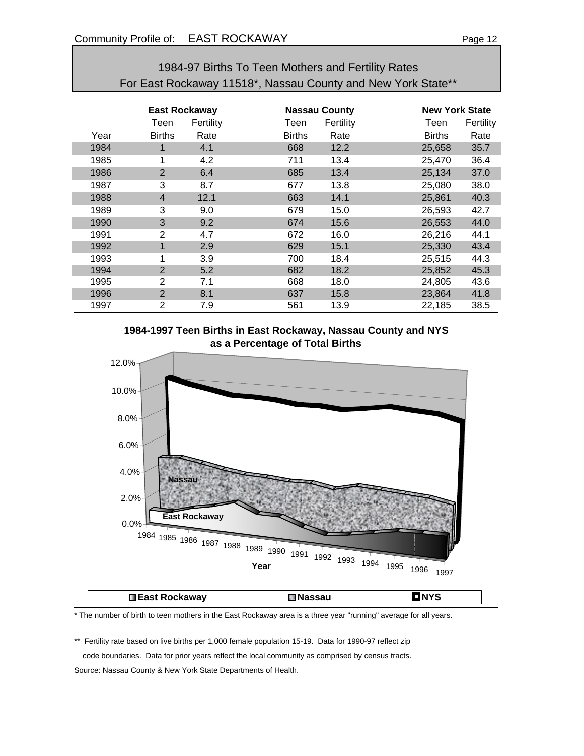## 1984-97 Births To Teen Mothers and Fertility Rates For East Rockaway 11518*, Nassau County and New York State**

| | East Rockaway | | Nassau County | | New York State | |
|---|---|---|---|---|---|---|
| Year | Teen Births | Fertility Rate | Teen Births | Fertility Rate | Teen Births | Fertility Rate |
| 1984 | 1 | 4.1 | 668 | 12.2 | 25,658 | 35.7 |
| 1985 | 1 | 4.2 | 711 | 13.4 | 25,470 | 36.4 |
| 1986 | 2 | 6.4 | 685 | 13.4 | 25,134 | 37.0 |
| 1987 | 3 | 8.7 | 677 | 13.8 | 25,080 | 38.0 |
| 1988 | 4 | 12.1 | 663 | 14.1 | 25,861 | 40.3 |
| 1989 | 3 | 9.0 | 679 | 15.0 | 26,593 | 42.7 |
| 1990 | 3 | 9.2 | 674 | 15.6 | 26,553 | 44.0 |
| 1991 | 2 | 4.7 | 672 | 16.0 | 26,216 | 44.1 |
| 1992 | 1 | 2.9 | 629 | 15.1 | 25,330 | 43.4 |
| 1993 | 1 | 3.9 | 700 | 18.4 | 25,515 | 44.3 |
| 1994 | 2 | 5.2 | 682 | 18.2 | 25,852 | 45.3 |
| 1995 | 2 | 7.1 | 668 | 18.0 | 24,805 | 43.6 |
| 1996 | 2 | 8.1 | 637 | 15.8 | 23,864 | 41.8 |
| 1997 | 2 | 7.9 | 561 | 13.9 | 22,185 | 38.5 |

**1984-1997 Teen Births in East Rockaway, Nassau County and NYS as a Percentage of Total Births**

\* The number of birth to teen mothers in the East Rockaway area is a three year "running" average for all years.

\*\* Fertility rate based on live births per 1,000 female population 15-19. Data for 1990-97 reflect zip code boundaries. Data for prior years reflect the local community as comprised by census tracts.

Source: Nassau County & New York State Departments of Health.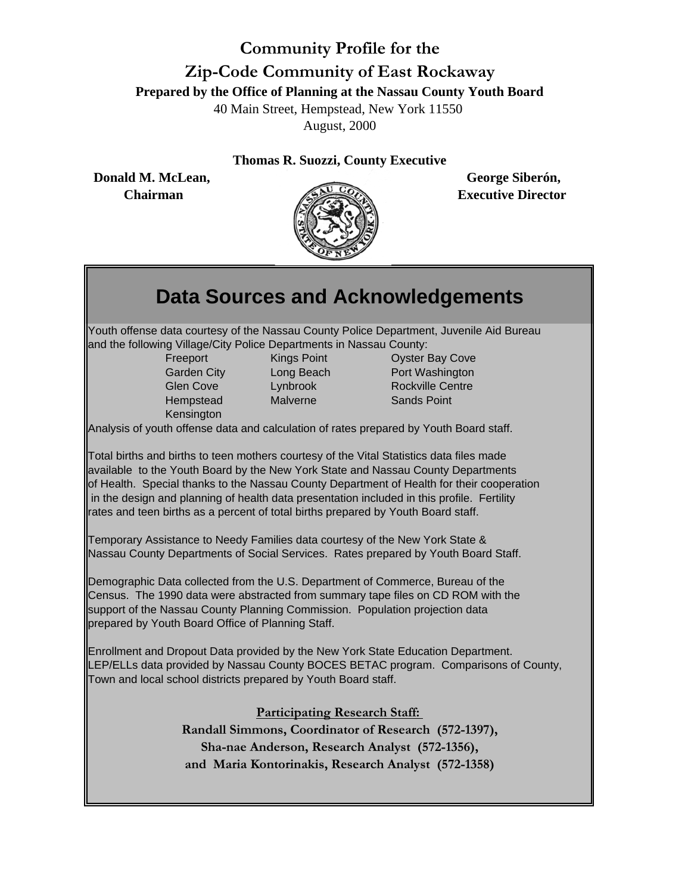# Community Profile for the

# Zip-Code Community of East Rockaway

**Prepared by the Office of Planning at the Nassau County Youth Board**

40 Main Street, Hempstead, New York 11550

August, 2000

**Thomas R. Suozzi, County Executive**

**Donald M. McLean, Chairman**

**George Siberón, Executive Director**

## Data Sources and Acknowledgements

Youth offense data courtesy of the Nassau County Police Department, Juvenile Aid Bureau and the following Village/City Police Departments in Nassau County:

| | | |
|---|---|---|
| Freeport | Kings Point | Oyster Bay Cove |
| Garden City | Long Beach | Port Washington |
| Glen Cove | Lynbrook | Rockville Centre |
| Hempstead | Malverne | Sands Point |
| Kensington | | |

Analysis of youth offense data and calculation of rates prepared by Youth Board staff.

Total births and births to teen mothers courtesy of the Vital Statistics data files made available to the Youth Board by the New York State and Nassau County Departments of Health. Special thanks to the Nassau County Department of Health for their cooperation in the design and planning of health data presentation included in this profile. Fertility rates and teen births as a percent of total births prepared by Youth Board staff.

Temporary Assistance to Needy Families data courtesy of the New York State & Nassau County Departments of Social Services. Rates prepared by Youth Board Staff.

Demographic Data collected from the U.S. Department of Commerce, Bureau of the Census. The 1990 data were abstracted from summary tape files on CD ROM with the support of the Nassau County Planning Commission. Population projection data prepared by Youth Board Office of Planning Staff.

Enrollment and Dropout Data provided by the New York State Education Department. LEP/ELLs data provided by Nassau County BOCES BETAC program. Comparisons of County, Town and local school districts prepared by Youth Board staff.

**Participating Research Staff:**

**Randall Simmons, Coordinator of Research (572-1397),**
**Sha-nae Anderson, Research Analyst (572-1356),**
**and Maria Kontorinakis, Research Analyst (572-1358)**